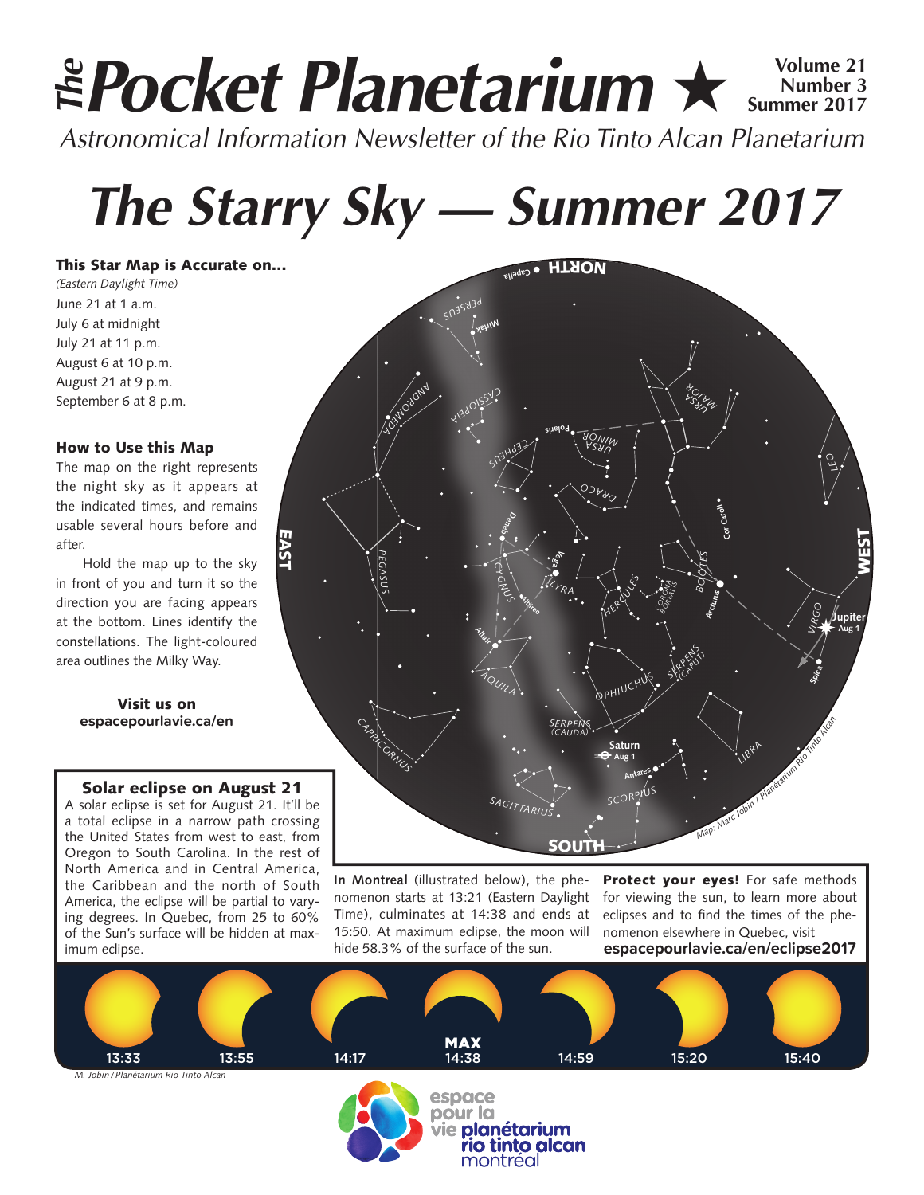# *The* Pocket Planetarium ★

**Volume 21**
**Number 3**
**Summer 2017**

*Astronomical Information Newsletter of the Rio Tinto Alcan Planetarium*

# *The Starry Sky — Summer 2017*

### This Star Map is Accurate on...

*(Eastern Daylight Time)*

June 21 at 1 a.m.
July 6 at midnight
July 21 at 11 p.m.
August 6 at 10 p.m.
August 21 at 9 p.m.
September 6 at 8 p.m.

### How to Use this Map

The map on the right represents the night sky as it appears at the indicated times, and remains usable several hours before and after.

Hold the map up to the sky in front of you and turn it so the direction you are facing appears at the bottom. Lines identify the constellations. The light-coloured area outlines the Milky Way.

**Visit us on**
**espacepourlavie.ca/en**

### Solar eclipse on August 21

A solar eclipse is set for August 21. It'll be a total eclipse in a narrow path crossing the United States from west to east, from Oregon to South Carolina. In the rest of North America and in Central America, the Caribbean and the north of South America, the eclipse will be partial to varying degrees. In Quebec, from 25 to 60% of the Sun's surface will be hidden at maximum eclipse.

**In Montreal** (illustrated below), the phenomenon starts at 13:21 (Eastern Daylight Time), culminates at 14:38 and ends at 15:50. At maximum eclipse, the moon will hide 58.3% of the surface of the sun.

**Protect your eyes!** For safe methods for viewing the sun, to learn more about eclipses and to find the times of the phenomenon elsewhere in Quebec, visit **espacepourlavie.ca/en/eclipse2017**

13:33 — 13:55 — 14:17 — MAX 14:38 — 14:59 — 15:20 — 15:40

*M. Jobin / Planétarium Rio Tinto Alcan*

espace pour la vie planétarium rio tinto alcan montréal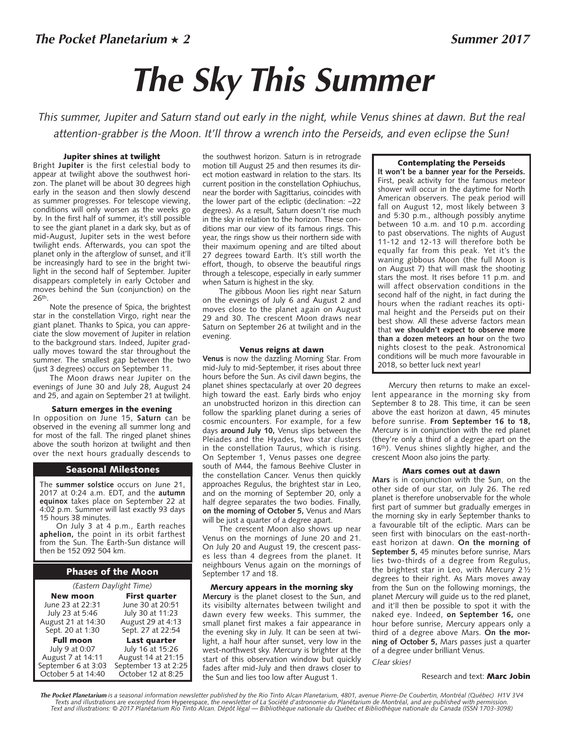# The Sky This Summer

*This summer, Jupiter and Saturn stand out early in the night, while Venus shines at dawn. But the real attention-grabber is the Moon. It'll throw a wrench into the Perseids, and even eclipse the Sun!*

### Jupiter shines at twilight

Bright **Jupiter** is the first celestial body to appear at twilight above the southwest horizon. The planet will be about 30 degrees high early in the season and then slowly descend as summer progresses. For telescope viewing, conditions will only worsen as the weeks go by. In the first half of summer, it's still possible to see the giant planet in a dark sky, but as of mid-August, Jupiter sets in the west before twilight ends. Afterwards, you can spot the planet only in the afterglow of sunset, and it'll be increasingly hard to see in the bright twilight in the second half of September. Jupiter disappears completely in early October and moves behind the Sun (conjunction) on the 26th.

Note the presence of Spica, the brightest star in the constellation Virgo, right near the giant planet. Thanks to Spica, you can appreciate the slow movement of Jupiter in relation to the background stars. Indeed, Jupiter gradually moves toward the star throughout the summer. The smallest gap between the two (just 3 degrees) occurs on September 11.

The Moon draws near Jupiter on the evenings of June 30 and July 28, August 24 and 25, and again on September 21 at twilight.

### Saturn emerges in the evening

In opposition on June 15, **Saturn** can be observed in the evening all summer long and for most of the fall. The ringed planet shines above the south horizon at twilight and then over the next hours gradually descends to the southwest horizon. Saturn is in retrograde motion till August 25 and then resumes its direct motion eastward in relation to the stars. Its current position in the constellation Ophiuchus, near the border with Sagittarius, coincides with the lower part of the ecliptic (declination: –22 degrees). As a result, Saturn doesn't rise much in the sky in relation to the horizon. These conditions mar our view of its famous rings. This year, the rings show us their northern side with their maximum opening and are tilted about 27 degrees toward Earth. It's still worth the effort, though, to observe the beautiful rings through a telescope, especially in early summer when Saturn is highest in the sky.

The gibbous Moon lies right near Saturn on the evenings of July 6 and August 2 and moves close to the planet again on August 29 and 30. The crescent Moon draws near Saturn on September 26 at twilight and in the evening.

### Venus reigns at dawn

**Venus** is now the dazzling Morning Star. From mid-July to mid-September, it rises about three hours before the Sun. As civil dawn begins, the planet shines spectacularly at over 20 degrees high toward the east. Early birds who enjoy an unobstructed horizon in this direction can follow the sparkling planet during a series of cosmic encounters. For example, for a few days **around July 10,** Venus slips between the Pleiades and the Hyades, two star clusters in the constellation Taurus, which is rising. On September 1, Venus passes one degree south of M44, the famous Beehive Cluster in the constellation Cancer. Venus then quickly approaches Regulus, the brightest star in Leo, and on the morning of September 20, only a half degree separates the two bodies. Finally, **on the morning of October 5,** Venus and Mars will be just a quarter of a degree apart.

The crescent Moon also shows up near Venus on the mornings of June 20 and 21. On July 20 and August 19, the crescent passes less than 4 degrees from the planet. It neighbours Venus again on the mornings of September 17 and 18.

### Mercury appears in the morning sky

**Mercury** is the planet closest to the Sun, and its visibilty alternates between twilight and dawn every few weeks. This summer, the small planet first makes a fair appearance in the evening sky in July. It can be seen at twilight, a half hour after sunset, very low in the west-northwest sky. Mercury is brighter at the start of this observation window but quickly fades after mid-July and then draws closer to the Sun and lies too low after August 1.

Mercury then returns to make an excellent appearance in the morning sky from September 8 to 28. This time, it can be seen above the east horizon at dawn, 45 minutes before sunrise. **From September 16 to 18,** Mercury is in conjunction with the red planet (they're only a third of a degree apart on the 16th). Venus shines slightly higher, and the crescent Moon also joins the party.

### Mars comes out at dawn

**Mars** is in conjunction with the Sun, on the other side of our star, on July 26. The red planet is therefore unobservable for the whole first part of summer but gradually emerges in the morning sky in early September thanks to a favourable tilt of the ecliptic. Mars can be seen first with binoculars on the east-northeast horizon at dawn. **On the morning of September 5,** 45 minutes before sunrise, Mars lies two-thirds of a degree from Regulus, the brightest star in Leo, with Mercury 2½ degrees to their right. As Mars moves away from the Sun on the following mornings, the planet Mercury will guide us to the red planet, and it'll then be possible to spot it with the naked eye. Indeed, **on September 16,** one hour before sunrise, Mercury appears only a third of a degree above Mars. **On the morning of October 5,** Mars passes just a quarter of a degree under brilliant Venus.

*Clear skies!*

Research and text: **Marc Jobin**

### Contemplating the Perseids

**It won't be a banner year for the Perseids.** First, peak activity for the famous meteor shower will occur in the daytime for North American observers. The peak period will fall on August 12, most likely between 3 and 5:30 p.m., although possibly anytime between 10 a.m. and 10 p.m. according to past observations. The nights of August 11-12 and 12-13 will therefore both be equally far from this peak. Yet it's the waning gibbous Moon (the full Moon is on August 7) that will mask the shooting stars the most. It rises before 11 p.m. and will affect observation conditions in the second half of the night, in fact during the hours when the radiant reaches its optimal height and the Perseids put on their best show. All these adverse factors mean that **we shouldn't expect to observe more than a dozen meteors an hour** on the two nights closest to the peak. Astronomical conditions will be much more favourable in 2018, so better luck next year!

### Seasonal Milestones

The **summer solstice** occurs on June 21, 2017 at 0:24 a.m. EDT, and the **autumn equinox** takes place on September 22 at 4:02 p.m. Summer will last exactly 93 days 15 hours 38 minutes.

On July 3 at 4 p.m., Earth reaches **aphelion,** the point in its orbit farthest from the Sun. The Earth-Sun distance will then be 152 092 504 km.

### Phases of the Moon

*(Eastern Daylight Time)*

| New moon | First quarter |
|---|---|
| June 23 at 22:31 | June 30 at 20:51 |
| July 23 at 5:46 | July 30 at 11:23 |
| August 21 at 14:30 | August 29 at 4:13 |
| Sept. 20 at 1:30 | Sept. 27 at 22:54 |
| **Full moon** | **Last quarter** |
| July 9 at 0:07 | July 16 at 15:26 |
| August 7 at 14:11 | August 14 at 21:15 |
| September 6 at 3:03 | September 13 at 2:25 |
| October 5 at 14:40 | October 12 at 8:25 |

*The Pocket Planetarium is a seasonal information newsletter published by the Rio Tinto Alcan Planetarium, 4801, avenue Pierre-De Coubertin, Montréal (Québec) H1V 3V4*
*Texts and illustrations are excerpted from Hyperespace, the newsletter of La Société d'astronomie du Planétarium de Montréal, and are published with permission.*
*Text and illustrations: © 2017 Planétarium Rio Tinto Alcan. Dépôt légal — Bibliothèque nationale du Québec et Bibliothèque nationale du Canada (ISSN 1703-3098)*